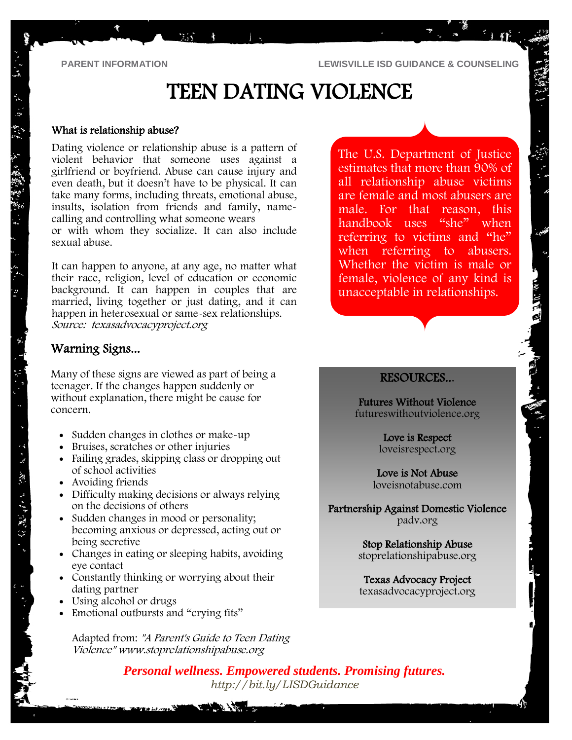PARENT INFORMATION

LEWISVILLE ISD GUIDANCE & COUNSELING

# TEEN DATING VIOLENCE

### What is relationship abuse?

Dating violence or relationship abuse is a pattern of violent behavior that someone uses against a girlfriend or boyfriend. Abuse can cause injury and even death, but it doesn't have to be physical. It can take many forms, including threats, emotional abuse, insults, isolation from friends and family, name-calling and controlling what someone wears or with whom they socialize. It can also include sexual abuse.

It can happen to anyone, at any age, no matter what their race, religion, level of education or economic background. It can happen in couples that are married, living together or just dating, and it can happen in heterosexual or same-sex relationships.
*Source: texasadvocacyproject.org*

The U.S. Department of Justice estimates that more than 90% of all relationship abuse victims are female and most abusers are male. For that reason, this handbook uses "she" when referring to victims and "he" when referring to abusers. Whether the victim is male or female, violence of any kind is unacceptable in relationships.

## Warning Signs...

Many of these signs are viewed as part of being a teenager. If the changes happen suddenly or without explanation, there might be cause for concern.

- Sudden changes in clothes or make-up
- Bruises, scratches or other injuries
- Failing grades, skipping class or dropping out of school activities
- Avoiding friends
- Difficulty making decisions or always relying on the decisions of others
- Sudden changes in mood or personality; becoming anxious or depressed, acting out or being secretive
- Changes in eating or sleeping habits, avoiding eye contact
- Constantly thinking or worrying about their dating partner
- Using alcohol or drugs
- Emotional outbursts and "crying fits"

Adapted from: *"A Parent's Guide to Teen Dating Violence" www.stoprelationshipabuse.org*

## RESOURCES...

**Futures Without Violence**
futureswithoutviolence.org

**Love is Respect**
loveisrespect.org

**Love is Not Abuse**
loveisnotabuse.com

**Partnership Against Domestic Violence**
padv.org

**Stop Relationship Abuse**
stoprelationshipabuse.org

**Texas Advocacy Project**
texasadvocacyproject.org

***Personal wellness. Empowered students. Promising futures.***
*http://bit.ly/LISDGuidance*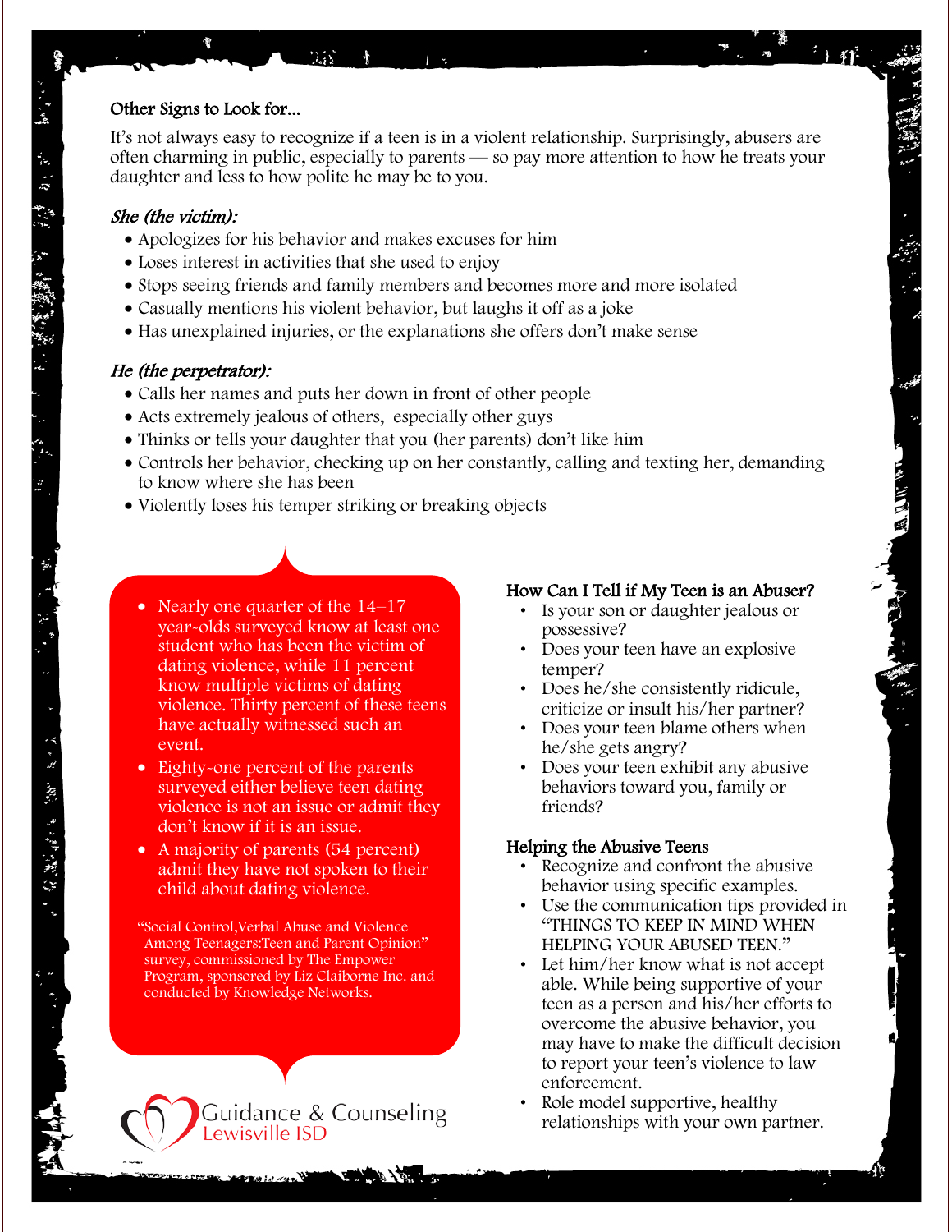## Other Signs to Look for...

It's not always easy to recognize if a teen is in a violent relationship. Surprisingly, abusers are often charming in public, especially to parents — so pay more attention to how he treats your daughter and less to how polite he may be to you.

### *She (the victim):*

- Apologizes for his behavior and makes excuses for him
- Loses interest in activities that she used to enjoy
- Stops seeing friends and family members and becomes more and more isolated
- Casually mentions his violent behavior, but laughs it off as a joke
- Has unexplained injuries, or the explanations she offers don't make sense

### *He (the perpetrator):*

- Calls her names and puts her down in front of other people
- Acts extremely jealous of others, especially other guys
- Thinks or tells your daughter that you (her parents) don't like him
- Controls her behavior, checking up on her constantly, calling and texting her, demanding to know where she has been
- Violently loses his temper striking or breaking objects

---

- Nearly one quarter of the 14–17 year-olds surveyed know at least one student who has been the victim of dating violence, while 11 percent know multiple victims of dating violence. Thirty percent of these teens have actually witnessed such an event.
- Eighty-one percent of the parents surveyed either believe teen dating violence is not an issue or admit they don't know if it is an issue.
- A majority of parents (54 percent) admit they have not spoken to their child about dating violence.

"Social Control,Verbal Abuse and Violence Among Teenagers:Teen and Parent Opinion" survey, commissioned by The Empower Program, sponsored by Liz Claiborne Inc. and conducted by Knowledge Networks.

---

## How Can I Tell if My Teen is an Abuser?

- Is your son or daughter jealous or possessive?
- Does your teen have an explosive temper?
- Does he/she consistently ridicule, criticize or insult his/her partner?
- Does your teen blame others when he/she gets angry?
- Does your teen exhibit any abusive behaviors toward you, family or friends?

## Helping the Abusive Teens

- Recognize and confront the abusive behavior using specific examples.
- Use the communication tips provided in "THINGS TO KEEP IN MIND WHEN HELPING YOUR ABUSED TEEN."
- Let him/her know what is not accept able. While being supportive of your teen as a person and his/her efforts to overcome the abusive behavior, you may have to make the difficult decision to report your teen's violence to law enforcement.
- Role model supportive, healthy relationships with your own partner.

Guidance & Counseling
Lewisville ISD